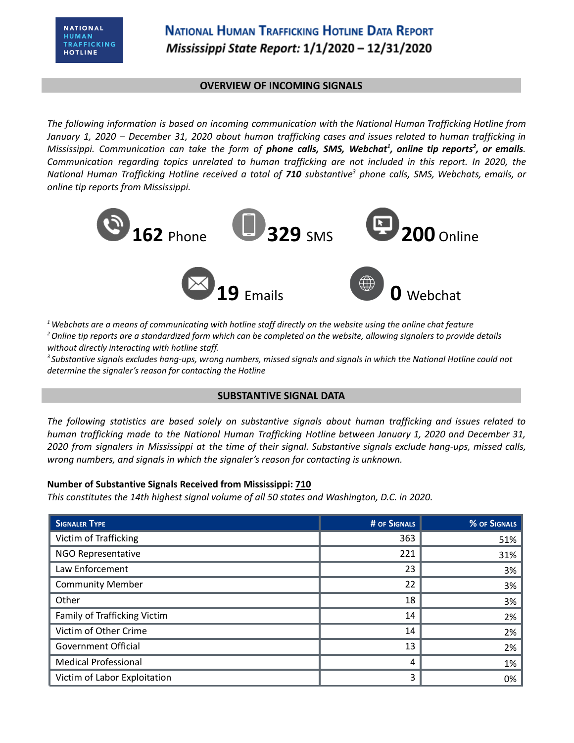NATIONAL HUMAN TRAFFICKING HOTLINE

# National Human Trafficking Hotline Data Report

## *Mississippi State Report: 1/1/2020 – 12/31/2020*

## OVERVIEW OF INCOMING SIGNALS

*The following information is based on incoming communication with the National Human Trafficking Hotline from January 1, 2020 – December 31, 2020 about human trafficking cases and issues related to human trafficking in Mississippi. Communication can take the form of **phone calls, SMS, Webchat[1], online tip reports[2], or emails**. Communication regarding topics unrelated to human trafficking are not included in this report. In 2020, the National Human Trafficking Hotline received a total of **710** substantive[3] phone calls, SMS, Webchats, emails, or online tip reports from Mississippi.*

**162** Phone

**329** SMS

**200** Online

**19** Emails

**0** Webchat

*[1] Webchats are a means of communicating with hotline staff directly on the website using the online chat feature*
*[2] Online tip reports are a standardized form which can be completed on the website, allowing signalers to provide details without directly interacting with hotline staff.*
*[3] Substantive signals excludes hang-ups, wrong numbers, missed signals and signals in which the National Hotline could not determine the signaler's reason for contacting the Hotline*

## SUBSTANTIVE SIGNAL DATA

*The following statistics are based solely on substantive signals about human trafficking and issues related to human trafficking made to the National Human Trafficking Hotline between January 1, 2020 and December 31, 2020 from signalers in Mississippi at the time of their signal. Substantive signals exclude hang-ups, missed calls, wrong numbers, and signals in which the signaler's reason for contacting is unknown.*

**Number of Substantive Signals Received from Mississippi: 710**
*This constitutes the 14th highest signal volume of all 50 states and Washington, D.C. in 2020.*

| Signaler Type | # of Signals | % of Signals |
|---|---|---|
| Victim of Trafficking | 363 | 51% |
| NGO Representative | 221 | 31% |
| Law Enforcement | 23 | 3% |
| Community Member | 22 | 3% |
| Other | 18 | 3% |
| Family of Trafficking Victim | 14 | 2% |
| Victim of Other Crime | 14 | 2% |
| Government Official | 13 | 2% |
| Medical Professional | 4 | 1% |
| Victim of Labor Exploitation | 3 | 0% |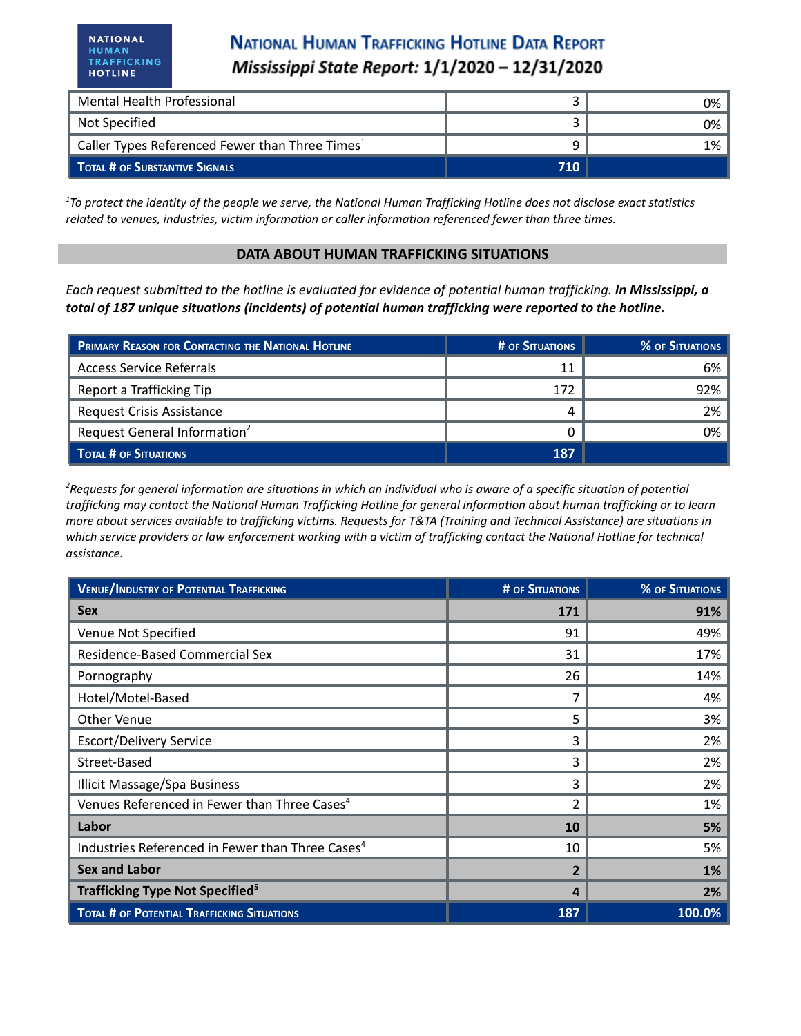| Mental Health Professional | 3 | 0% |
|---|---|---|
| Not Specified | 3 | 0% |
| Caller Types Referenced Fewer than Three Times[1] | 9 | 1% |
| **Total # of Substantive Signals** | **710** | |

*[1]To protect the identity of the people we serve, the National Human Trafficking Hotline does not disclose exact statistics related to venues, industries, victim information or caller information referenced fewer than three times.*

## DATA ABOUT HUMAN TRAFFICKING SITUATIONS

*Each request submitted to the hotline is evaluated for evidence of potential human trafficking.* ***In Mississippi, a total of 187 unique situations (incidents) of potential human trafficking were reported to the hotline.***

| Primary Reason for Contacting the National Hotline | # of Situations | % of Situations |
|---|---|---|
| Access Service Referrals | 11 | 6% |
| Report a Trafficking Tip | 172 | 92% |
| Request Crisis Assistance | 4 | 2% |
| Request General Information[2] | 0 | 0% |
| **Total # of Situations** | **187** | |

*[2]Requests for general information are situations in which an individual who is aware of a specific situation of potential trafficking may contact the National Human Trafficking Hotline for general information about human trafficking or to learn more about services available to trafficking victims. Requests for T&TA (Training and Technical Assistance) are situations in which service providers or law enforcement working with a victim of trafficking contact the National Hotline for technical assistance.*

| Venue/Industry of Potential Trafficking | # of Situations | % of Situations |
|---|---|---|
| **Sex** | **171** | **91%** |
| Venue Not Specified | 91 | 49% |
| Residence-Based Commercial Sex | 31 | 17% |
| Pornography | 26 | 14% |
| Hotel/Motel-Based | 7 | 4% |
| Other Venue | 5 | 3% |
| Escort/Delivery Service | 3 | 2% |
| Street-Based | 3 | 2% |
| Illicit Massage/Spa Business | 3 | 2% |
| Venues Referenced in Fewer than Three Cases[4] | 2 | 1% |
| **Labor** | **10** | **5%** |
| Industries Referenced in Fewer than Three Cases[4] | 10 | 5% |
| **Sex and Labor** | **2** | **1%** |
| **Trafficking Type Not Specified[5]** | **4** | **2%** |
| **Total # of Potential Trafficking Situations** | **187** | **100.0%** |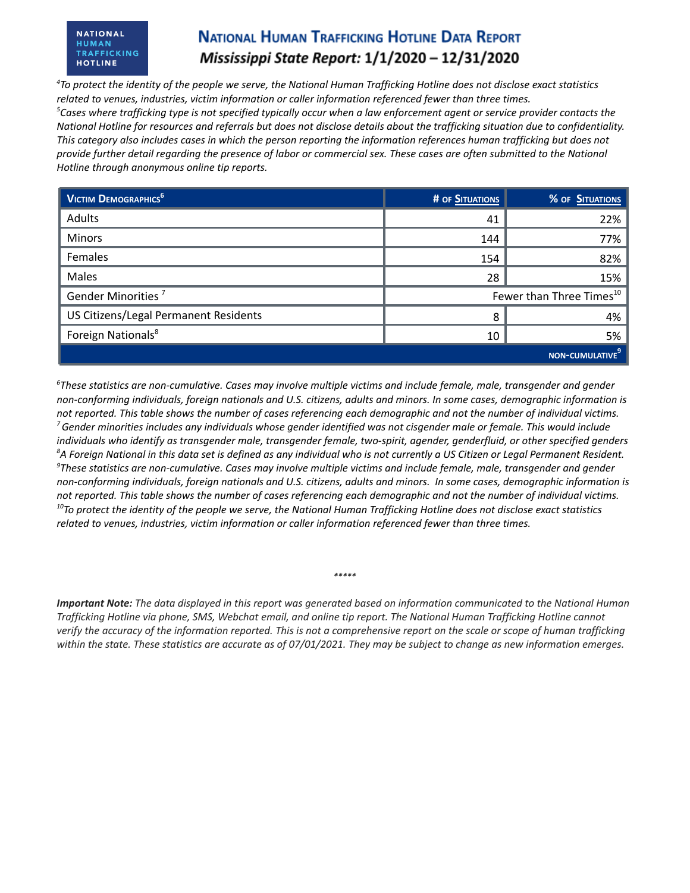[4]*To protect the identity of the people we serve, the National Human Trafficking Hotline does not disclose exact statistics related to venues, industries, victim information or caller information referenced fewer than three times.*
[5]*Cases where trafficking type is not specified typically occur when a law enforcement agent or service provider contacts the National Hotline for resources and referrals but does not disclose details about the trafficking situation due to confidentiality. This category also includes cases in which the person reporting the information references human trafficking but does not provide further detail regarding the presence of labor or commercial sex. These cases are often submitted to the National Hotline through anonymous online tip reports.*

| Victim Demographics[6] | # of Situations | % of Situations |
|---|---|---|
| Adults | 41 | 22% |
| Minors | 144 | 77% |
| Females | 154 | 82% |
| Males | 28 | 15% |
| Gender Minorities [7] | Fewer than Three Times[10] | |
| US Citizens/Legal Permanent Residents | 8 | 4% |
| Foreign Nationals[8] | 10 | 5% |
| | | non-cumulative[9] |

[6]*These statistics are non-cumulative. Cases may involve multiple victims and include female, male, transgender and gender non-conforming individuals, foreign nationals and U.S. citizens, adults and minors. In some cases, demographic information is not reported. This table shows the number of cases referencing each demographic and not the number of individual victims.*
[7] *Gender minorities includes any individuals whose gender identified was not cisgender male or female. This would include individuals who identify as transgender male, transgender female, two-spirit, agender, genderfluid, or other specified genders*
[8]*A Foreign National in this data set is defined as any individual who is not currently a US Citizen or Legal Permanent Resident.*
[9]*These statistics are non-cumulative. Cases may involve multiple victims and include female, male, transgender and gender non-conforming individuals, foreign nationals and U.S. citizens, adults and minors. In some cases, demographic information is not reported. This table shows the number of cases referencing each demographic and not the number of individual victims.*
[10]*To protect the identity of the people we serve, the National Human Trafficking Hotline does not disclose exact statistics related to venues, industries, victim information or caller information referenced fewer than three times.*

*****

***Important Note:*** *The data displayed in this report was generated based on information communicated to the National Human Trafficking Hotline via phone, SMS, Webchat email, and online tip report. The National Human Trafficking Hotline cannot verify the accuracy of the information reported. This is not a comprehensive report on the scale or scope of human trafficking within the state. These statistics are accurate as of 07/01/2021. They may be subject to change as new information emerges.*